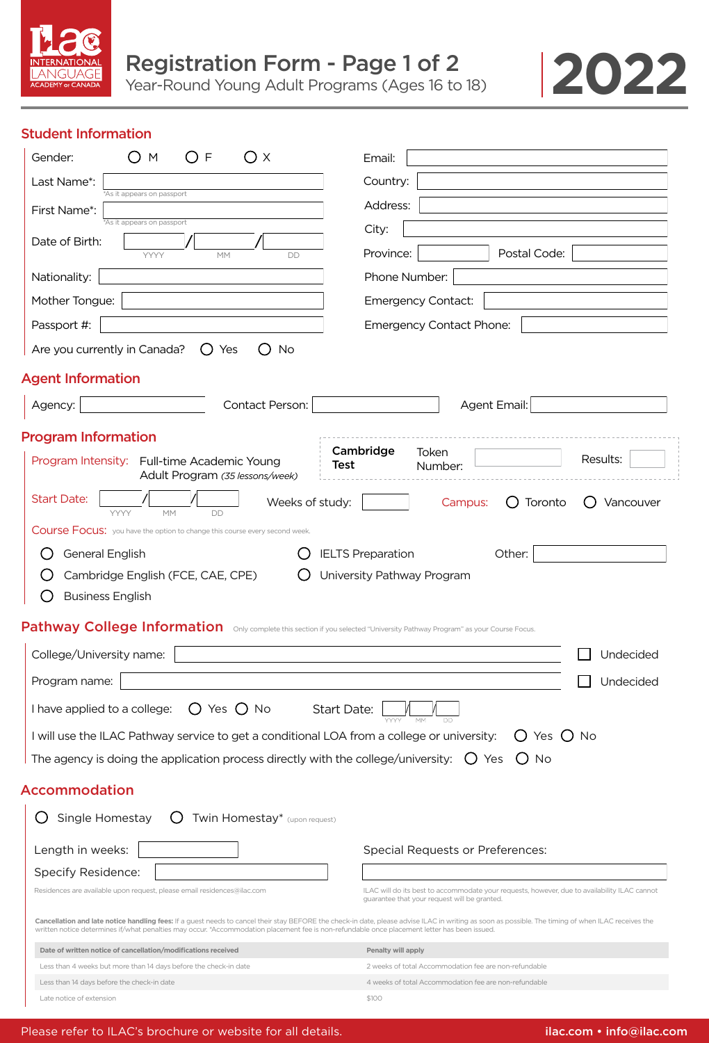ILAC INTERNATIONAL LANGUAGE ACADEMY of CANADA

# Registration Form - Page 1 of 2

Year-Round Young Adult Programs (Ages 16 to 18)

**2022**

## Student Information

Gender: ○ M ○ F ○ X

Last Name*: ______________________
*As it appears on passport

First Name*: ______________________
*As it appears on passport

Date of Birth: ______ / ______ / ______
YYYY MM DD

Nationality: ______________________

Mother Tongue: ______________________

Passport #: ______________________

Are you currently in Canada? ○ Yes ○ No

Email: ______________________

Country: ______________________

Address: ______________________

City: ______________________

Province: __________ Postal Code: __________

Phone Number: ______________________

Emergency Contact: ______________________

Emergency Contact Phone: ______________________

## Agent Information

Agency: __________ Contact Person: __________ Agent Email: __________

## Program Information

Program Intensity: Full-time Academic Young Adult Program *(35 lessons/week)*

**Cambridge Test** Token Number: __________ Results: __________

Start Date: ______ / ______ / ______
YYYY MM DD

Weeks of study: __________

Campus: ○ Toronto ○ Vancouver

Course Focus: you have the option to change this course every second week.

○ General English
○ Cambridge English (FCE, CAE, CPE)
○ Business English
○ IELTS Preparation
○ University Pathway Program

Other: __________

## Pathway College Information

Only complete this section if you selected "University Pathway Program" as your Course Focus.

College/University name: ______________________ ☐ Undecided

Program name: ______________________ ☐ Undecided

I have applied to a college: ○ Yes ○ No Start Date: ____ / ____ / ____
YYYY MM DD

I will use the ILAC Pathway service to get a conditional LOA from a college or university: ○ Yes ○ No

The agency is doing the application process directly with the college/university: ○ Yes ○ No

## Accommodation

○ Single Homestay ○ Twin Homestay* (upon request)

Length in weeks: __________

Specify Residence: __________

Residences are available upon request, please email residences@ilac.com

Special Requests or Preferences: ______________________

ILAC will do its best to accommodate your requests, however, due to availability ILAC cannot guarantee that your request will be granted.

**Cancellation and late notice handling fees:** If a guest needs to cancel their stay BEFORE the check-in date, please advise ILAC in writing as soon as possible. The timing of when ILAC receives the written notice determines if/what penalties may occur. *Accommodation placement fee is non-refundable once placement letter has been issued.

| Date of written notice of cancellation/modifications received | Penalty will apply |
|---|---|
| Less than 4 weeks but more than 14 days before the check-in date | 2 weeks of total Accommodation fee are non-refundable |
| Less than 14 days before the check-in date | 4 weeks of total Accommodation fee are non-refundable |
| Late notice of extension | $100 |

Please refer to ILAC's brochure or website for all details. ilac.com • info@ilac.com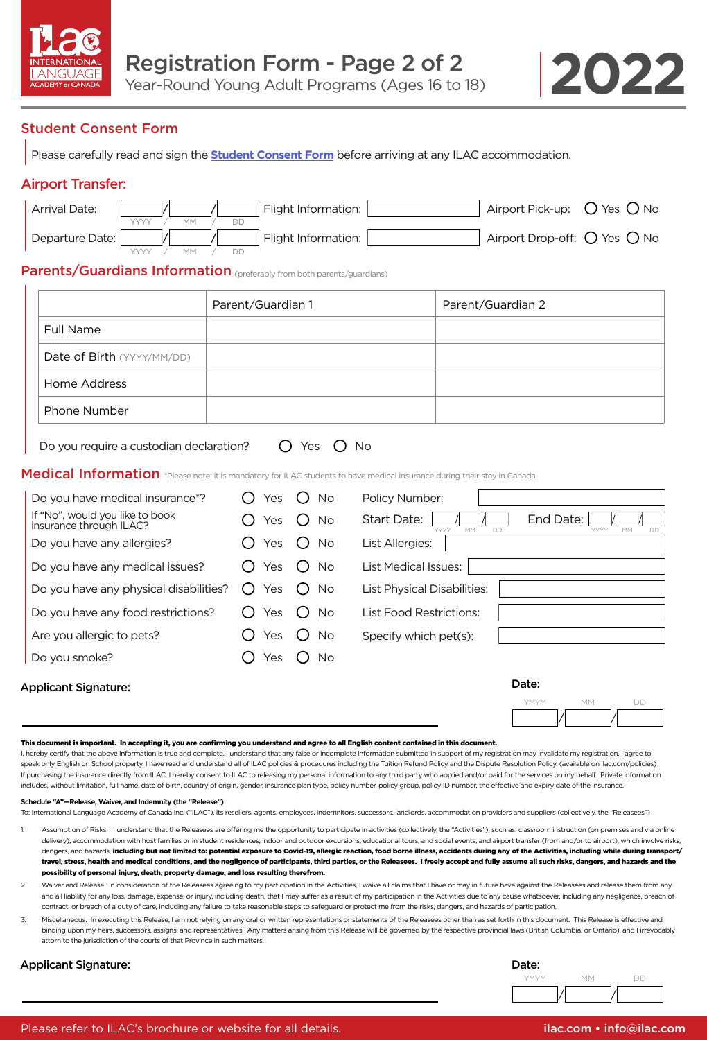# Registration Form - Page 2 of 2

Year-Round Young Adult Programs (Ages 16 to 18)

2022

## Student Consent Form

Please carefully read and sign the **Student Consent Form** before arriving at any ILAC accommodation.

## Airport Transfer:

Arrival Date: ____ / ____ / ____ (YYYY / MM / DD) Flight Information: ________ Airport Pick-up: ○ Yes ○ No

Departure Date: ____ / ____ / ____ (YYYY / MM / DD) Flight Information: ________ Airport Drop-off: ○ Yes ○ No

## Parents/Guardians Information (preferably from both parents/guardians)

| | Parent/Guardian 1 | Parent/Guardian 2 |
|---|---|---|
| Full Name | | |
| Date of Birth (YYYY/MM/DD) | | |
| Home Address | | |
| Phone Number | | |

Do you require a custodian declaration? ○ Yes ○ No

## Medical Information *Please note: it is mandatory for ILAC students to have medical insurance during their stay in Canada.

| | | | |
|---|---|---|---|
| Do you have medical insurance*? | ○ Yes ○ No | Policy Number: | |
| If "No", would you like to book insurance through ILAC? | ○ Yes ○ No | Start Date: ____ / ____ / ____ (YYYY / MM / DD) | End Date: ____ / ____ / ____ (YYYY / MM / DD) |
| Do you have any allergies? | ○ Yes ○ No | List Allergies: | |
| Do you have any medical issues? | ○ Yes ○ No | List Medical Issues: | |
| Do you have any physical disabilities? | ○ Yes ○ No | List Physical Disabilities: | |
| Do you have any food restrictions? | ○ Yes ○ No | List Food Restrictions: | |
| Are you allergic to pets? | ○ Yes ○ No | Specify which pet(s): | |
| Do you smoke? | ○ Yes ○ No | | |

**Applicant Signature:** ____________________ **Date:** ____ / ____ / ____ (YYYY / MM / DD)

**This document is important. In accepting it, you are confirming you understand and agree to all English content contained in this document.**

I, hereby certify that the above information is true and complete. I understand that any false or incomplete information submitted in support of my registration may invalidate my registration. I agree to speak only English on School property. I have read and understand all of ILAC policies & procedures including the Tuition Refund Policy and the Dispute Resolution Policy. (available on ilac.com/policies) If purchasing the insurance directly from ILAC, I hereby consent to ILAC to releasing my personal information to any third party who applied and/or paid for the services on my behalf. Private information includes, without limitation, full name, date of birth, country of origin, gender, insurance plan type, policy number, policy group, policy ID number, the effective and expiry date of the insurance.

**Schedule "A"—Release, Waiver, and Indemnity (the "Release")**

To: International Language Academy of Canada Inc. ("ILAC"), its resellers, agents, employees, indemnitors, successors, landlords, accommodation providers and suppliers (collectively, the "Releasees")

1. Assumption of Risks. I understand that the Releasees are offering me the opportunity to participate in activities (collectively, the "Activities"), such as: classroom instruction (on premises and via online delivery), accommodation with host families or in student residences, indoor and outdoor excursions, educational tours, and social events, and airport transfer (from and/or to airport), which involve risks, dangers, and hazards, **including but not limited to: potential exposure to Covid-19, allergic reaction, food borne illness, accidents during any of the Activities, including while during transport/ travel, stress, health and medical conditions, and the negligence of participants, third parties, or the Releasees. I freely accept and fully assume all such risks, dangers, and hazards and the possibility of personal injury, death, property damage, and loss resulting therefrom.**
2. Waiver and Release. In consideration of the Releasees agreeing to my participation in the Activities, I waive all claims that I have or may in future have against the Releasees and release them from any and all liability for any loss, damage, expense, or injury, including death, that I may suffer as a result of my participation in the Activities due to any cause whatsoever, including any negligence, breach of contract, or breach of a duty of care, including any failure to take reasonable steps to safeguard or protect me from the risks, dangers, and hazards of participation.
3. Miscellaneous. In executing this Release, I am not relying on any oral or written representations or statements of the Releasees other than as set forth in this document. This Release is effective and binding upon my heirs, successors, assigns, and representatives. Any matters arising from this Release will be governed by the respective provincial laws (British Columbia, or Ontario), and I irrevocably attorn to the jurisdiction of the courts of that Province in such matters.

**Applicant Signature:** ____________________ **Date:** ____ / ____ / ____ (YYYY / MM / DD)

Please refer to ILAC's brochure or website for all details. ilac.com • info@ilac.com